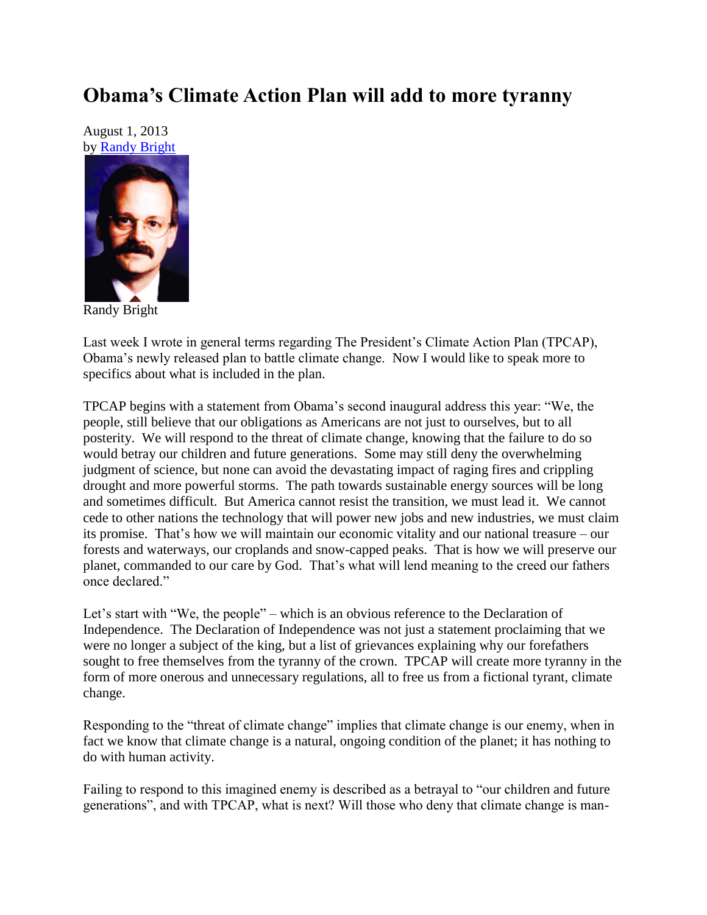# Obama's Climate Action Plan will add to more tyranny

August 1, 2013
by Randy Bright

Randy Bright

Last week I wrote in general terms regarding The President's Climate Action Plan (TPCAP), Obama's newly released plan to battle climate change. Now I would like to speak more to specifics about what is included in the plan.

TPCAP begins with a statement from Obama's second inaugural address this year: "We, the people, still believe that our obligations as Americans are not just to ourselves, but to all posterity. We will respond to the threat of climate change, knowing that the failure to do so would betray our children and future generations. Some may still deny the overwhelming judgment of science, but none can avoid the devastating impact of raging fires and crippling drought and more powerful storms. The path towards sustainable energy sources will be long and sometimes difficult. But America cannot resist the transition, we must lead it. We cannot cede to other nations the technology that will power new jobs and new industries, we must claim its promise. That's how we will maintain our economic vitality and our national treasure – our forests and waterways, our croplands and snow-capped peaks. That is how we will preserve our planet, commanded to our care by God. That's what will lend meaning to the creed our fathers once declared."

Let's start with "We, the people" – which is an obvious reference to the Declaration of Independence. The Declaration of Independence was not just a statement proclaiming that we were no longer a subject of the king, but a list of grievances explaining why our forefathers sought to free themselves from the tyranny of the crown. TPCAP will create more tyranny in the form of more onerous and unnecessary regulations, all to free us from a fictional tyrant, climate change.

Responding to the "threat of climate change" implies that climate change is our enemy, when in fact we know that climate change is a natural, ongoing condition of the planet; it has nothing to do with human activity.

Failing to respond to this imagined enemy is described as a betrayal to "our children and future generations", and with TPCAP, what is next? Will those who deny that climate change is man-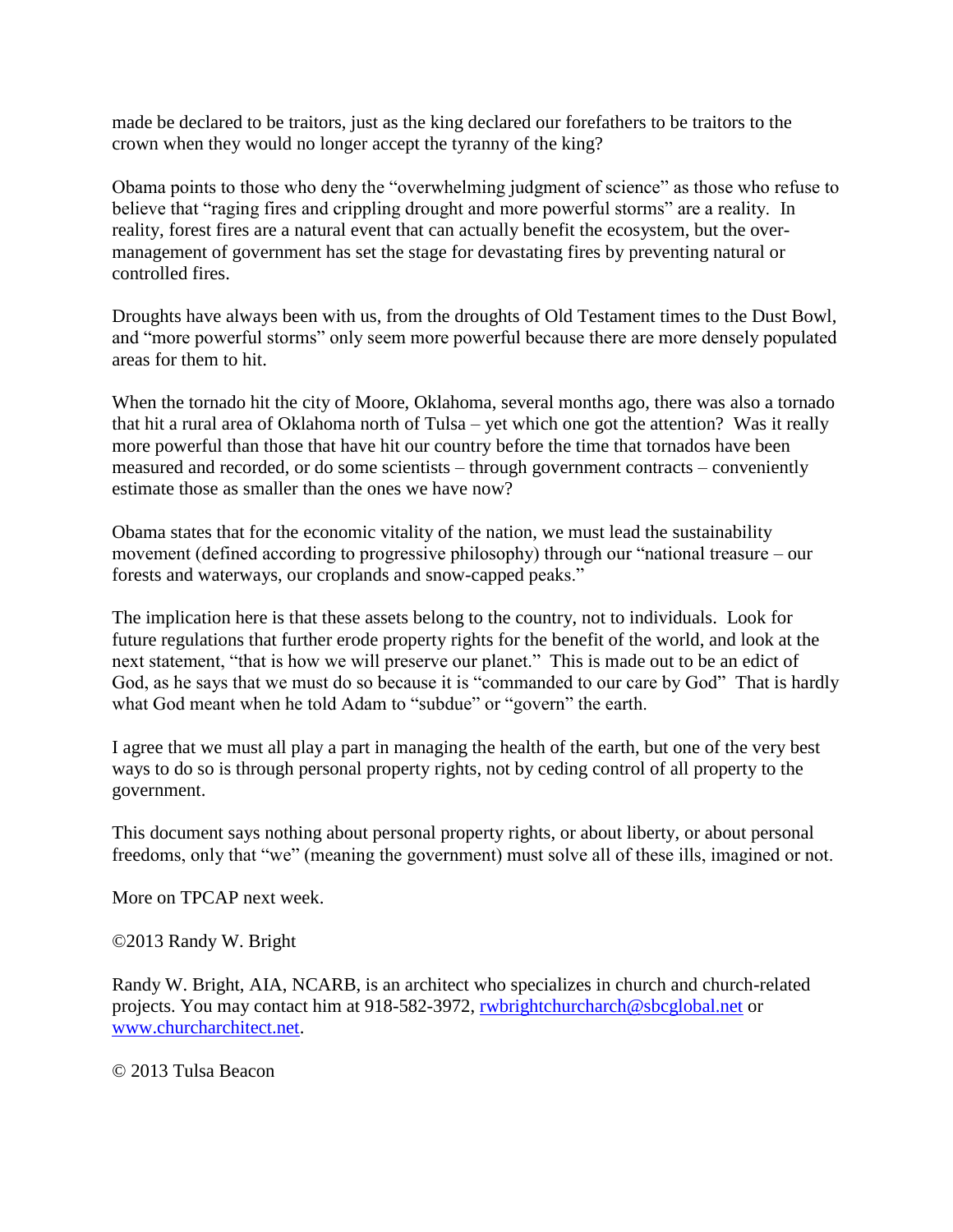made be declared to be traitors, just as the king declared our forefathers to be traitors to the crown when they would no longer accept the tyranny of the king?

Obama points to those who deny the "overwhelming judgment of science" as those who refuse to believe that "raging fires and crippling drought and more powerful storms" are a reality. In reality, forest fires are a natural event that can actually benefit the ecosystem, but the over-management of government has set the stage for devastating fires by preventing natural or controlled fires.

Droughts have always been with us, from the droughts of Old Testament times to the Dust Bowl, and "more powerful storms" only seem more powerful because there are more densely populated areas for them to hit.

When the tornado hit the city of Moore, Oklahoma, several months ago, there was also a tornado that hit a rural area of Oklahoma north of Tulsa – yet which one got the attention? Was it really more powerful than those that have hit our country before the time that tornados have been measured and recorded, or do some scientists – through government contracts – conveniently estimate those as smaller than the ones we have now?

Obama states that for the economic vitality of the nation, we must lead the sustainability movement (defined according to progressive philosophy) through our "national treasure – our forests and waterways, our croplands and snow-capped peaks."

The implication here is that these assets belong to the country, not to individuals. Look for future regulations that further erode property rights for the benefit of the world, and look at the next statement, "that is how we will preserve our planet." This is made out to be an edict of God, as he says that we must do so because it is "commanded to our care by God" That is hardly what God meant when he told Adam to "subdue" or "govern" the earth.

I agree that we must all play a part in managing the health of the earth, but one of the very best ways to do so is through personal property rights, not by ceding control of all property to the government.

This document says nothing about personal property rights, or about liberty, or about personal freedoms, only that "we" (meaning the government) must solve all of these ills, imagined or not.

More on TPCAP next week.

©2013 Randy W. Bright

Randy W. Bright, AIA, NCARB, is an architect who specializes in church and church-related projects. You may contact him at 918-582-3972, rwbrightchurcharch@sbcglobal.net or www.churcharchitect.net.

© 2013 Tulsa Beacon